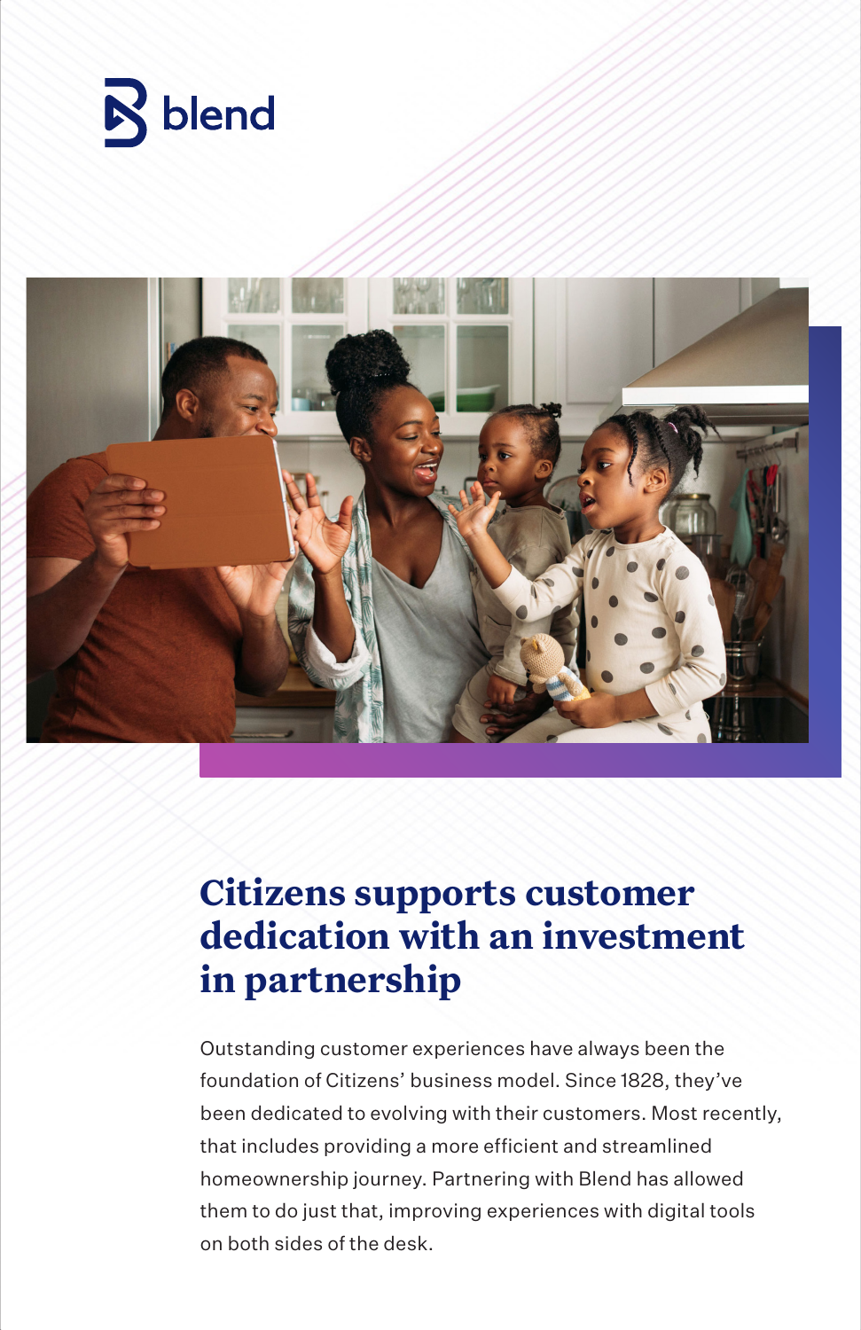blend

# Citizens supports customer dedication with an investment in partnership

Outstanding customer experiences have always been the foundation of Citizens' business model. Since 1828, they've been dedicated to evolving with their customers. Most recently, that includes providing a more efficient and streamlined homeownership journey. Partnering with Blend has allowed them to do just that, improving experiences with digital tools on both sides of the desk.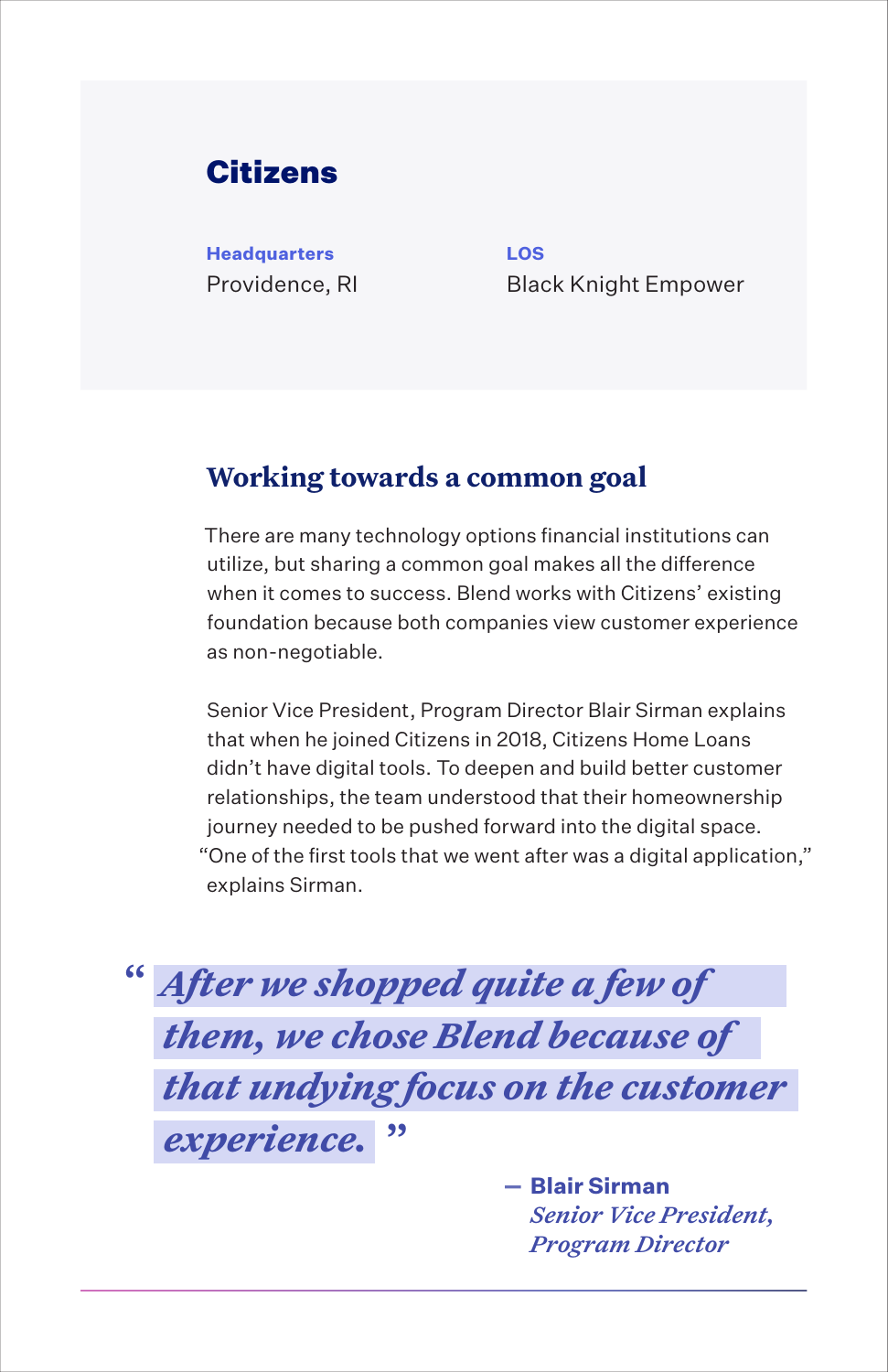## Citizens

**Headquarters**
Providence, RI

**LOS**
Black Knight Empower

### Working towards a common goal

There are many technology options financial institutions can utilize, but sharing a common goal makes all the difference when it comes to success. Blend works with Citizens' existing foundation because both companies view customer experience as non-negotiable.

Senior Vice President, Program Director Blair Sirman explains that when he joined Citizens in 2018, Citizens Home Loans didn't have digital tools. To deepen and build better customer relationships, the team understood that their homeownership journey needed to be pushed forward into the digital space. "One of the first tools that we went after was a digital application," explains Sirman.

> "*After we shopped quite a few of them, we chose Blend because of that undying focus on the customer experience.*"
>
> — **Blair Sirman**
> *Senior Vice President, Program Director*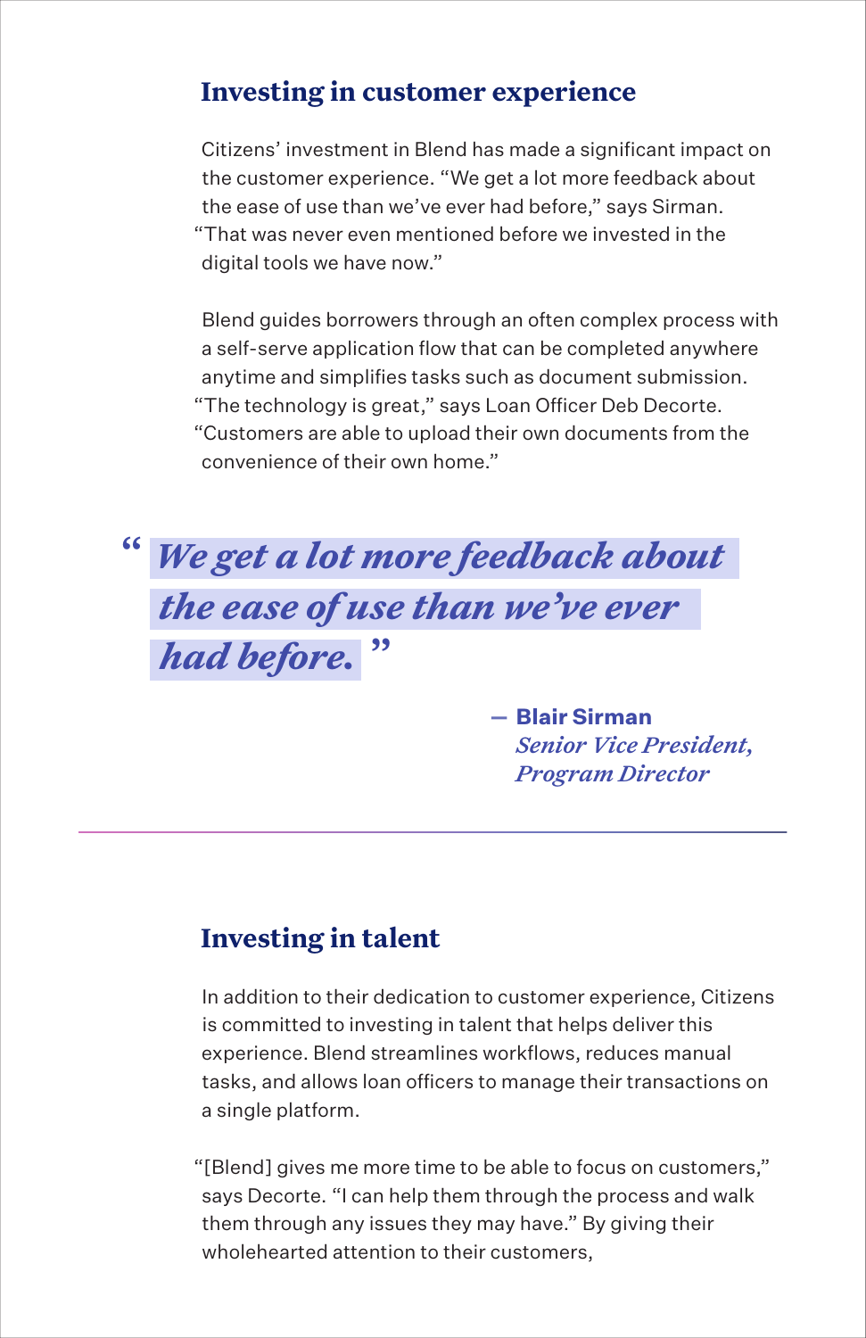## Investing in customer experience

Citizens' investment in Blend has made a significant impact on the customer experience. "We get a lot more feedback about the ease of use than we've ever had before," says Sirman. "That was never even mentioned before we invested in the digital tools we have now."

Blend guides borrowers through an often complex process with a self-serve application flow that can be completed anywhere anytime and simplifies tasks such as document submission. "The technology is great," says Loan Officer Deb Decorte. "Customers are able to upload their own documents from the convenience of their own home."

> *"We get a lot more feedback about the ease of use than we've ever had before."*
>
> — **Blair Sirman**
> *Senior Vice President, Program Director*

---

## Investing in talent

In addition to their dedication to customer experience, Citizens is committed to investing in talent that helps deliver this experience. Blend streamlines workflows, reduces manual tasks, and allows loan officers to manage their transactions on a single platform.

"[Blend] gives me more time to be able to focus on customers," says Decorte. "I can help them through the process and walk them through any issues they may have." By giving their wholehearted attention to their customers,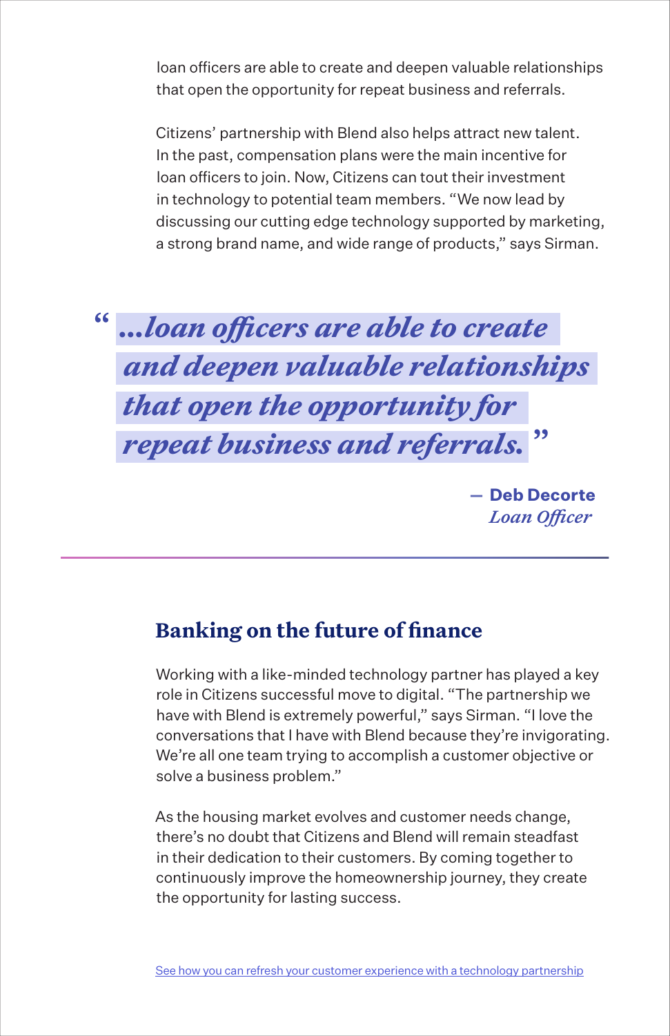loan officers are able to create and deepen valuable relationships that open the opportunity for repeat business and referrals.

Citizens' partnership with Blend also helps attract new talent. In the past, compensation plans were the main incentive for loan officers to join. Now, Citizens can tout their investment in technology to potential team members. "We now lead by discussing our cutting edge technology supported by marketing, a strong brand name, and wide range of products," says Sirman.

> "*...loan officers are able to create and deepen valuable relationships that open the opportunity for repeat business and referrals.*"
>
> — **Deb Decorte**
> *Loan Officer*

---

## Banking on the future of finance

Working with a like-minded technology partner has played a key role in Citizens successful move to digital. "The partnership we have with Blend is extremely powerful," says Sirman. "I love the conversations that I have with Blend because they're invigorating. We're all one team trying to accomplish a customer objective or solve a business problem."

As the housing market evolves and customer needs change, there's no doubt that Citizens and Blend will remain steadfast in their dedication to their customers. By coming together to continuously improve the homeownership journey, they create the opportunity for lasting success.

See how you can refresh your customer experience with a technology partnership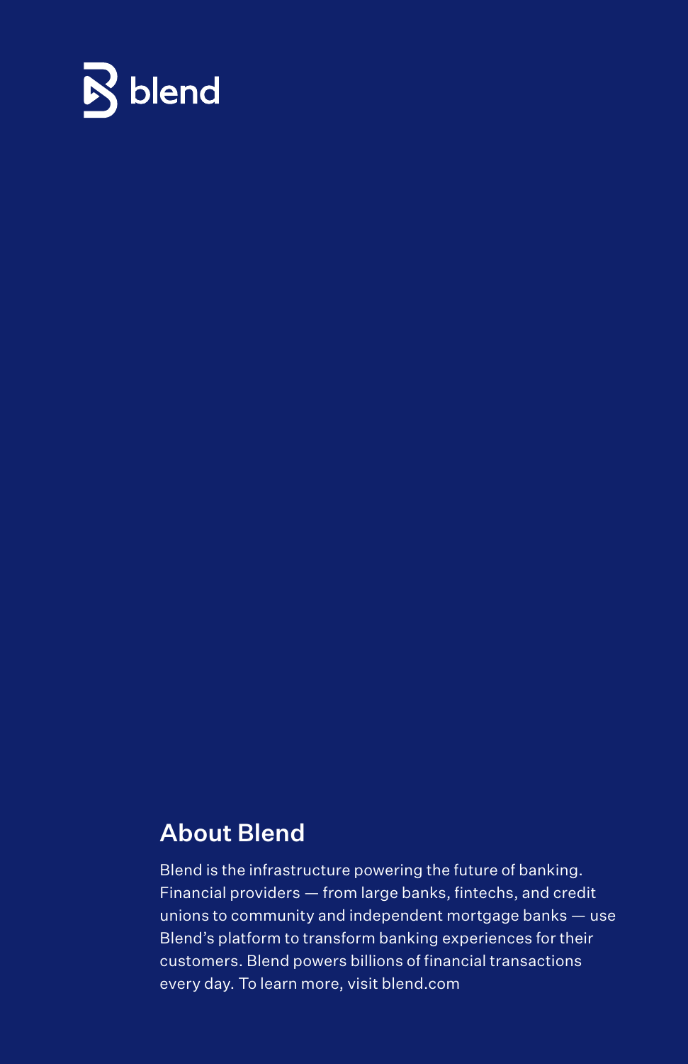blend

## About Blend

Blend is the infrastructure powering the future of banking. Financial providers — from large banks, fintechs, and credit unions to community and independent mortgage banks — use Blend's platform to transform banking experiences for their customers. Blend powers billions of financial transactions every day. To learn more, visit blend.com